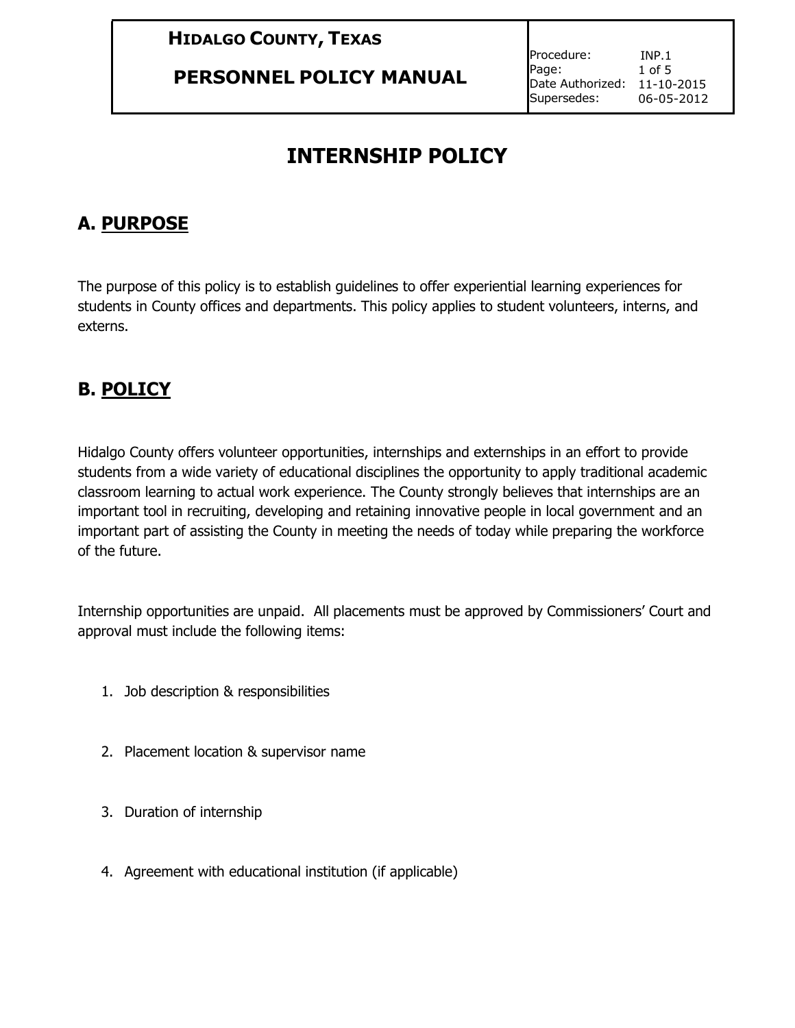# INTERNSHIP POLICY

## A. PURPOSE

The purpose of this policy is to establish guidelines to offer experiential learning experiences for students in County offices and departments. This policy applies to student volunteers, interns, and externs.

## B. POLICY

Hidalgo County offers volunteer opportunities, internships and externships in an effort to provide students from a wide variety of educational disciplines the opportunity to apply traditional academic classroom learning to actual work experience. The County strongly believes that internships are an important tool in recruiting, developing and retaining innovative people in local government and an important part of assisting the County in meeting the needs of today while preparing the workforce of the future.

Internship opportunities are unpaid. All placements must be approved by Commissioners' Court and approval must include the following items:

1. Job description & responsibilities
2. Placement location & supervisor name
3. Duration of internship
4. Agreement with educational institution (if applicable)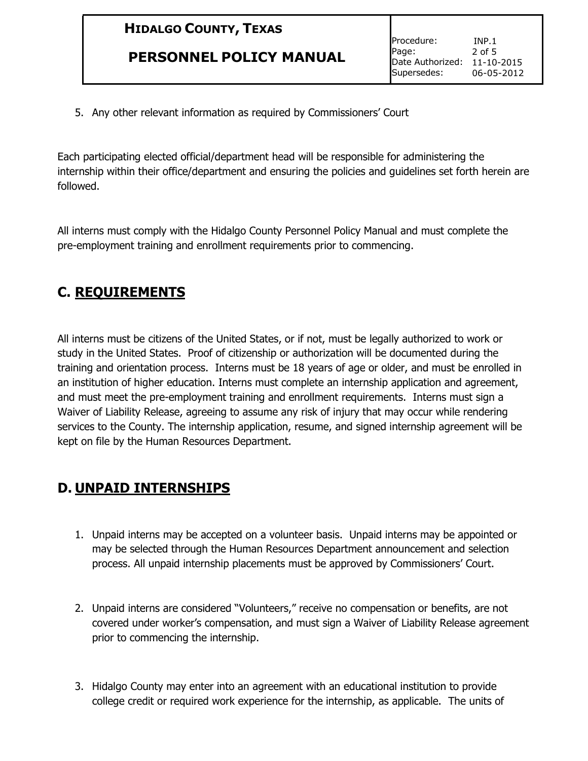5. Any other relevant information as required by Commissioners' Court

Each participating elected official/department head will be responsible for administering the internship within their office/department and ensuring the policies and guidelines set forth herein are followed.

All interns must comply with the Hidalgo County Personnel Policy Manual and must complete the pre-employment training and enrollment requirements prior to commencing.

## C. REQUIREMENTS

All interns must be citizens of the United States, or if not, must be legally authorized to work or study in the United States. Proof of citizenship or authorization will be documented during the training and orientation process. Interns must be 18 years of age or older, and must be enrolled in an institution of higher education. Interns must complete an internship application and agreement, and must meet the pre-employment training and enrollment requirements. Interns must sign a Waiver of Liability Release, agreeing to assume any risk of injury that may occur while rendering services to the County. The internship application, resume, and signed internship agreement will be kept on file by the Human Resources Department.

## D. UNPAID INTERNSHIPS

1. Unpaid interns may be accepted on a volunteer basis. Unpaid interns may be appointed or may be selected through the Human Resources Department announcement and selection process. All unpaid internship placements must be approved by Commissioners' Court.

2. Unpaid interns are considered "Volunteers," receive no compensation or benefits, are not covered under worker's compensation, and must sign a Waiver of Liability Release agreement prior to commencing the internship.

3. Hidalgo County may enter into an agreement with an educational institution to provide college credit or required work experience for the internship, as applicable. The units of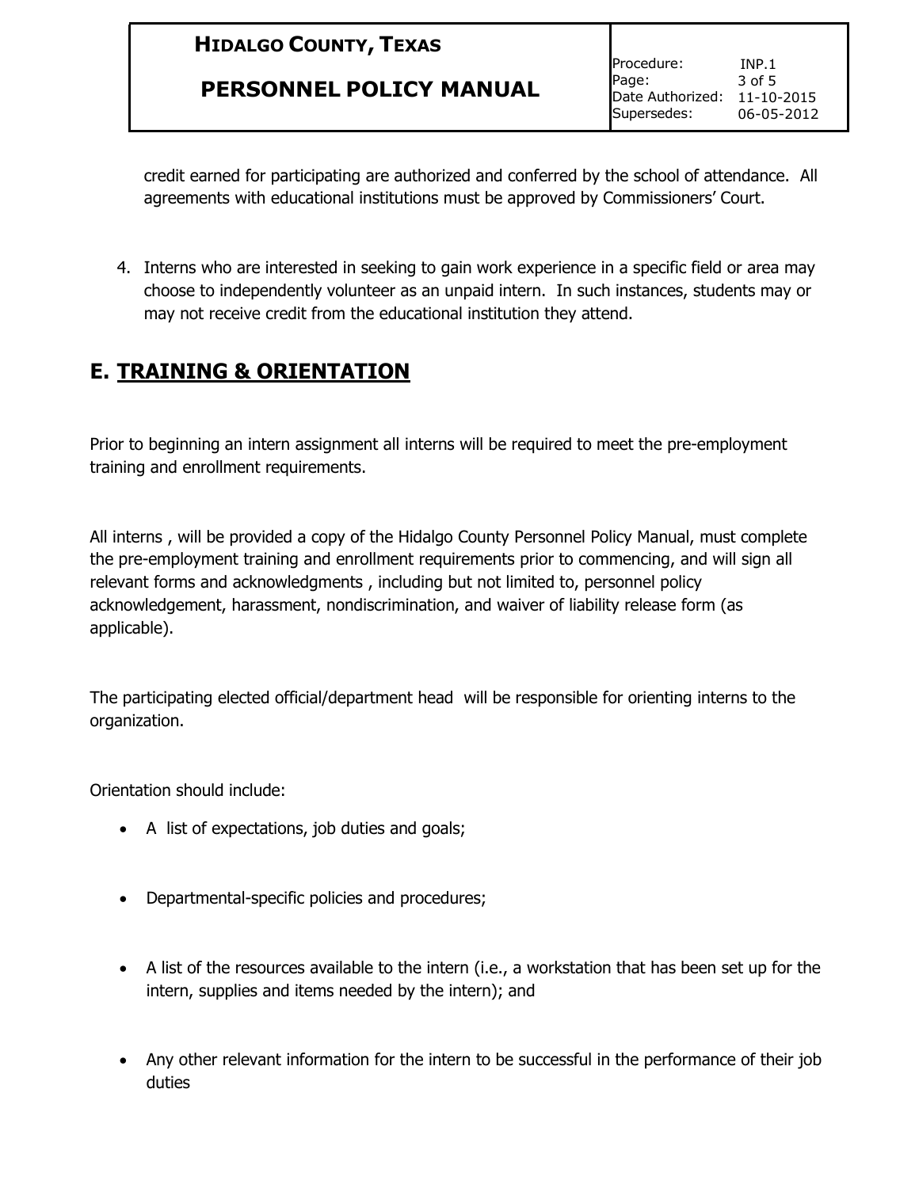credit earned for participating are authorized and conferred by the school of attendance. All agreements with educational institutions must be approved by Commissioners' Court.

4. Interns who are interested in seeking to gain work experience in a specific field or area may choose to independently volunteer as an unpaid intern. In such instances, students may or may not receive credit from the educational institution they attend.

## E. TRAINING & ORIENTATION

Prior to beginning an intern assignment all interns will be required to meet the pre-employment training and enrollment requirements.

All interns , will be provided a copy of the Hidalgo County Personnel Policy Manual, must complete the pre-employment training and enrollment requirements prior to commencing, and will sign all relevant forms and acknowledgments , including but not limited to, personnel policy acknowledgement, harassment, nondiscrimination, and waiver of liability release form (as applicable).

The participating elected official/department head will be responsible for orienting interns to the organization.

Orientation should include:

- A list of expectations, job duties and goals;
- Departmental-specific policies and procedures;
- A list of the resources available to the intern (i.e., a workstation that has been set up for the intern, supplies and items needed by the intern); and
- Any other relevant information for the intern to be successful in the performance of their job duties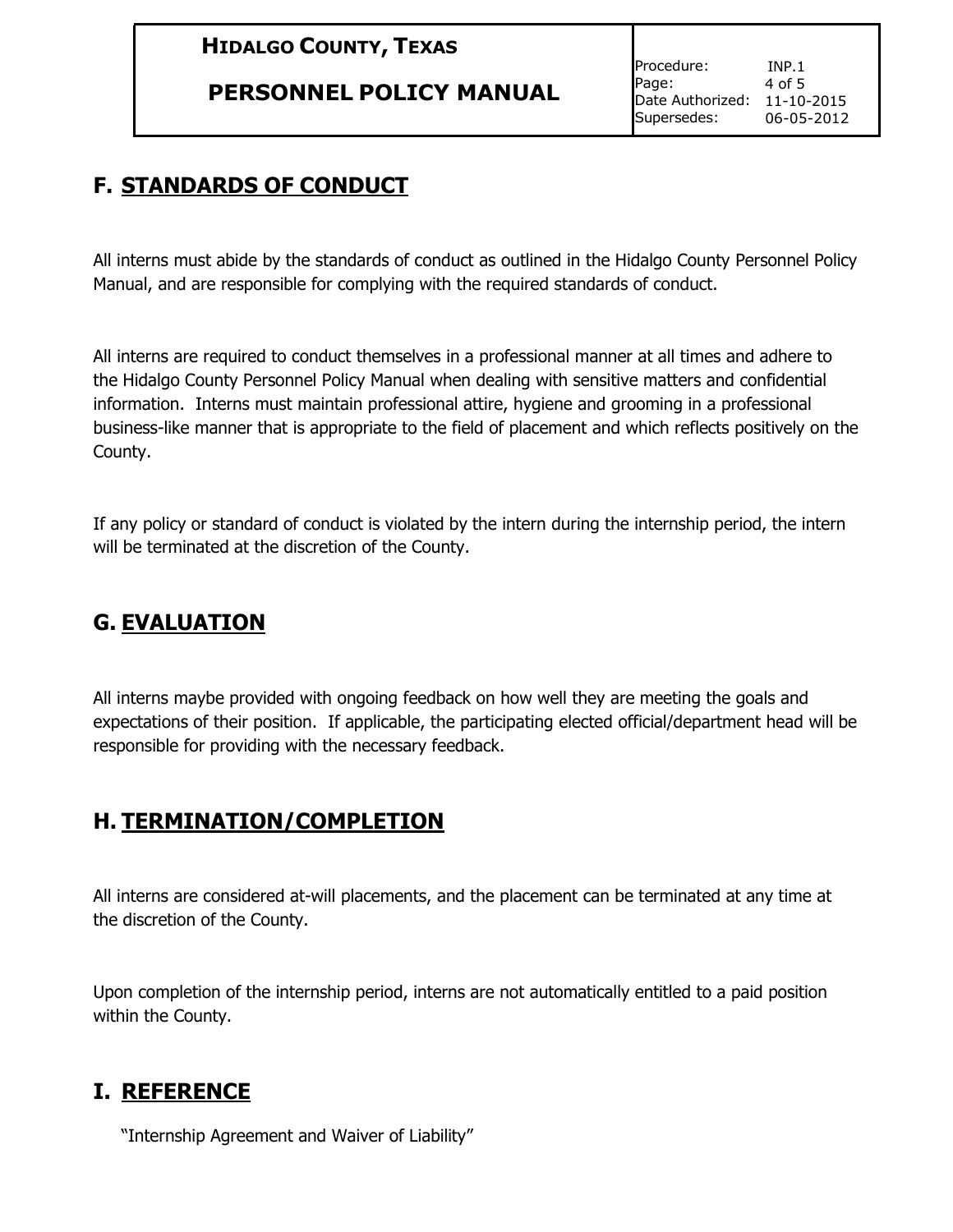## F. STANDARDS OF CONDUCT

All interns must abide by the standards of conduct as outlined in the Hidalgo County Personnel Policy Manual, and are responsible for complying with the required standards of conduct.

All interns are required to conduct themselves in a professional manner at all times and adhere to the Hidalgo County Personnel Policy Manual when dealing with sensitive matters and confidential information. Interns must maintain professional attire, hygiene and grooming in a professional business-like manner that is appropriate to the field of placement and which reflects positively on the County.

If any policy or standard of conduct is violated by the intern during the internship period, the intern will be terminated at the discretion of the County.

## G. EVALUATION

All interns maybe provided with ongoing feedback on how well they are meeting the goals and expectations of their position. If applicable, the participating elected official/department head will be responsible for providing with the necessary feedback.

## H. TERMINATION/COMPLETION

All interns are considered at-will placements, and the placement can be terminated at any time at the discretion of the County.

Upon completion of the internship period, interns are not automatically entitled to a paid position within the County.

## I. REFERENCE

"Internship Agreement and Waiver of Liability"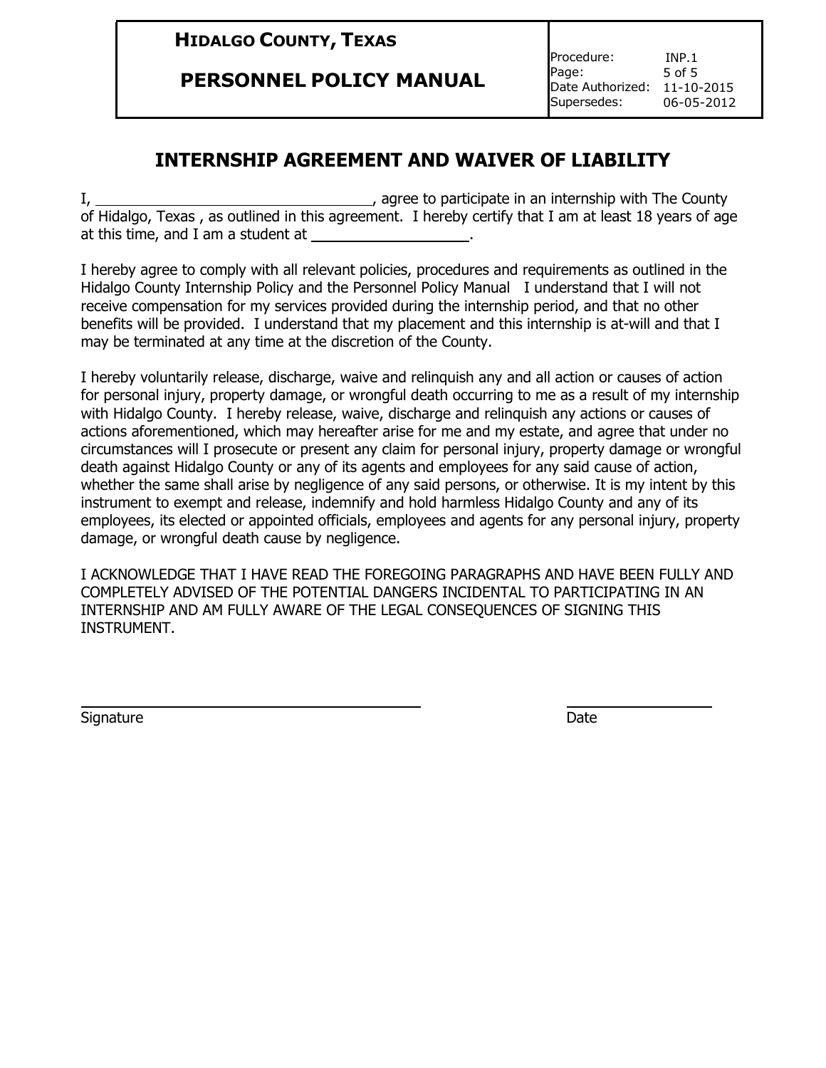# INTERNSHIP AGREEMENT AND WAIVER OF LIABILITY

I, ______________________________, agree to participate in an internship with The County of Hidalgo, Texas , as outlined in this agreement. I hereby certify that I am at least 18 years of age at this time, and I am a student at __________________.

I hereby agree to comply with all relevant policies, procedures and requirements as outlined in the Hidalgo County Internship Policy and the Personnel Policy Manual I understand that I will not receive compensation for my services provided during the internship period, and that no other benefits will be provided. I understand that my placement and this internship is at-will and that I may be terminated at any time at the discretion of the County.

I hereby voluntarily release, discharge, waive and relinquish any and all action or causes of action for personal injury, property damage, or wrongful death occurring to me as a result of my internship with Hidalgo County. I hereby release, waive, discharge and relinquish any actions or causes of actions aforementioned, which may hereafter arise for me and my estate, and agree that under no circumstances will I prosecute or present any claim for personal injury, property damage or wrongful death against Hidalgo County or any of its agents and employees for any said cause of action, whether the same shall arise by negligence of any said persons, or otherwise. It is my intent by this instrument to exempt and release, indemnify and hold harmless Hidalgo County and any of its employees, its elected or appointed officials, employees and agents for any personal injury, property damage, or wrongful death cause by negligence.

I ACKNOWLEDGE THAT I HAVE READ THE FOREGOING PARAGRAPHS AND HAVE BEEN FULLY AND COMPLETELY ADVISED OF THE POTENTIAL DANGERS INCIDENTAL TO PARTICIPATING IN AN INTERNSHIP AND AM FULLY AWARE OF THE LEGAL CONSEQUENCES OF SIGNING THIS INSTRUMENT.

______________________________________ ____________________

Signature Date